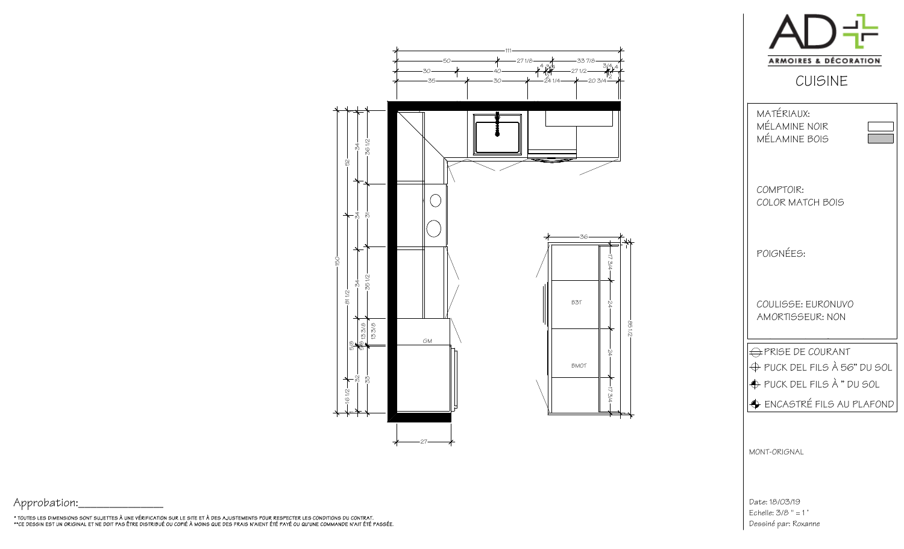AD+ ARMOIRES & DÉCORATION

# CUISINE

MATÉRIAUX:
MÉLAMINE NOIR
MÉLAMINE BOIS

COMPTOIR:
COLOR MATCH BOIS

POIGNÉES:

COULISSE: EURONUVO
AMORTISSEUR: NON

PRISE DE COURANT
PUCK DEL FILS À 56" DU SOL
PUCK DEL FILS À " DU SOL
ENCASTRÉ FILS AU PLAFOND

MONT-ORIGNAL

Date: 18/03/19
Echelle: 3/8 " = 1 '
Dessiné par: Roxanne

Approbation:_______________

* TOUTES LES DIMENSIONS SONT SUJETTES À UNE VÉRIFICATION SUR LE SITE ET À DES AJUSTEMENTS POUR RESPECTER LES CONDITIONS DU CONTRAT.
**CE DESSIN EST UN ORIGINAL ET NE DOIT PAS ÊTRE DISTRIBUÉ OU COPIÉ À MOINS QUE DES FRAIS N'AIENT ÉTÉ PAYÉ OU QU'UNE COMMANDE N'AIT ÉTÉ PASSÉE.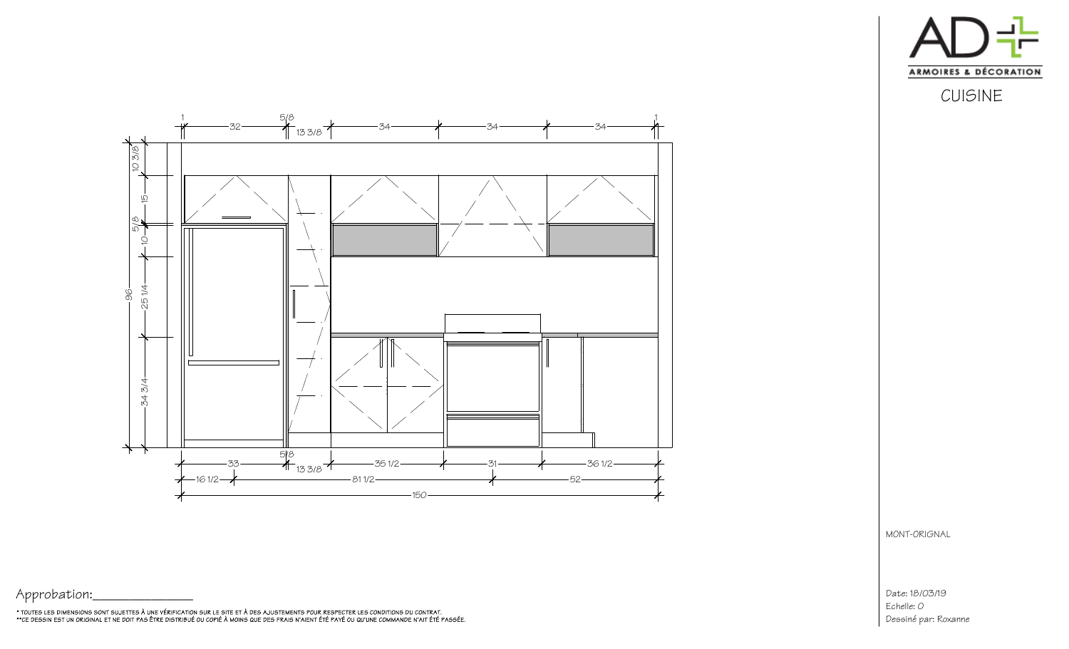ARMOIRES & DÉCORATION

CUISINE

1 — 32 — 5/8 — 13 3/8 — 34 — 34 — 34 — 1

10 3/8 — 15 — 5/8 — 10 — 25 1/4 — 34 3/4 — 96

33 — 5/8 — 13 3/8 — 35 1/2 — 31 — 36 1/2

16 1/2 — 81 1/2 — 52

150

MONT-ORIGNAL

Approbation:_______________

\* TOUTES LES DIMENSIONS SONT SUJETTES À UNE VÉRIFICATION SUR LE SITE ET À DES AJUSTEMENTS POUR RESPECTER LES CONDITIONS DU CONTRAT.
\*\*CE DESSIN EST UN ORIGINAL ET NE DOIT PAS ÊTRE DISTRIBUÉ OU COPIÉ À MOINS QUE DES FRAIS N'AIENT ÉTÉ PAYÉ OU QU'UNE COMMANDE N'AIT ÉTÉ PASSÉE.

Date: 18/03/19
Echelle: 0
Dessiné par: Roxanne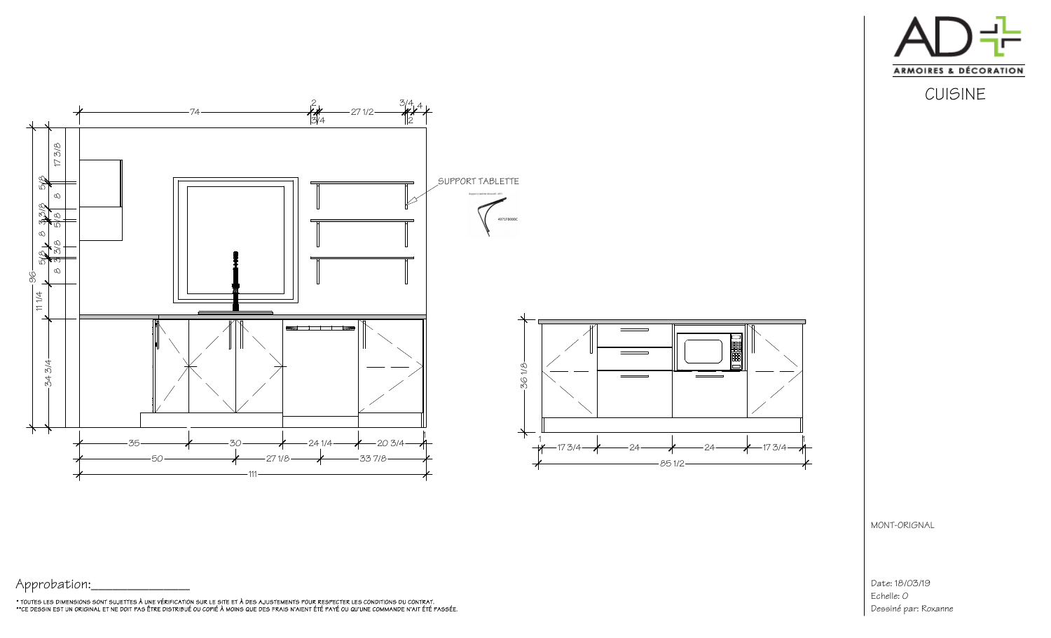ARMOIRES & DÉCORATION

# CUISINE

SUPPORT TABLETTE

4071F0080C

74 — 2 — 3/4 — 27 1/2 — 3/4 — 4 — 2

96 — 17 3/8 — 5/8 — 8 — 3 3/8 — 5/8 — 8 — 3 3/8 — 5/8 — 8 — 11 1/4 — 34 3/4

35 — 30 — 24 1/4 — 20 3/4

50 — 27 1/8 — 33 7/8

111

36 1/8

1 — 17 3/4 — 24 — 24 — 17 3/4

85 1/2

MONT-ORIGNAL

Approbation:______________

Date: 18/03/19

Echelle: 0

Dessiné par: Roxanne

\* TOUTES LES DIMENSIONS SONT SUJETTES À UNE VÉRIFICATION SUR LE SITE ET À DES AJUSTEMENTS POUR RESPECTER LES CONDITIONS DU CONTRAT.

\*\*CE DESSIN EST UN ORIGINAL ET NE DOIT PAS ÊTRE DISTRIBUÉ OU COPIÉ À MOINS QUE DES FRAIS N'AIENT ÉTÉ PAYÉ OU QU'UNE COMMANDE N'AIT ÉTÉ PASSÉE.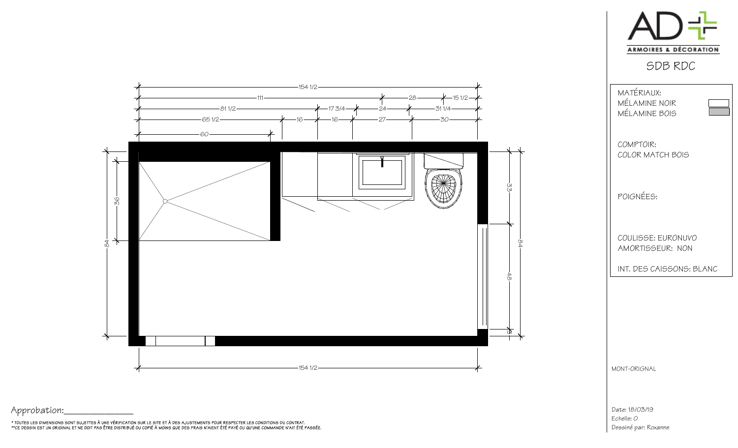154 1/2

111 — 28 — 15 1/2

81 1/2 — 17 3/4 — 24 — 31 1/4

65 1/2 — 16 — 16 — 27 — 30

60

36

84

33

84

48

3

154 1/2

**ARMOIRES & DÉCORATION**

SDB RDC

MATÉRIAUX:
MÉLAMINE NOIR
MÉLAMINE BOIS

COMPTOIR:
COLOR MATCH BOIS

POIGNÉES:

COULISSE: EURONUVO
AMORTISSEUR: NON

INT. DES CAISSONS: BLANC

MONT-ORIGNAL

Date: 18/03/19
Echelle: 0
Dessiné par: Roxanne

Approbation:_______________

* TOUTES LES DIMENSIONS SONT SUJETTES À UNE VÉRIFICATION SUR LE SITE ET À DES AJUSTEMENTS POUR RESPECTER LES CONDITIONS DU CONTRAT.
**CE DESSIN EST UN ORIGINAL ET NE DOIT PAS ÊTRE DISTRIBUÉ OU COPIÉ À MOINS QUE DES FRAIS N'AIENT ÉTÉ PAYÉ OU QU'UNE COMMANDE N'AIT ÉTÉ PASSÉE.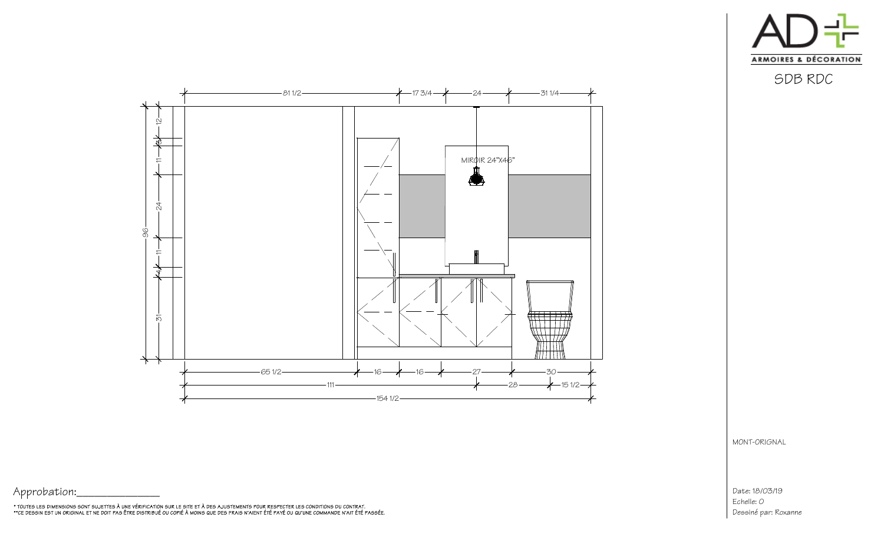# SDB RDC

ARMOIRES & DÉCORATION

MIROIR 24"X46"

81 1/2 — 17 3/4 — 24 — 31 1/4

96: 12 — 3 — 11 — 24 — 11 — 4 — 31

65 1/2 — 16 — 16 — 27 — 30

111 — 28 — 15 1/2

154 1/2

MONT-ORIGNAL

Date: 18/03/19
Echelle: 0
Dessiné par: Roxanne

Approbation:_______________

* TOUTES LES DIMENSIONS SONT SUJETTES À UNE VÉRIFICATION SUR LE SITE ET À DES AJUSTEMENTS POUR RESPECTER LES CONDITIONS DU CONTRAT.
**CE DESSIN EST UN ORIGINAL ET NE DOIT PAS ÊTRE DISTRIBUÉ OU COPIÉ À MOINS QUE DES FRAIS N'AIENT ÉTÉ PAYÉ OU QU'UNE COMMANDE N'AIT ÉTÉ PASSÉE.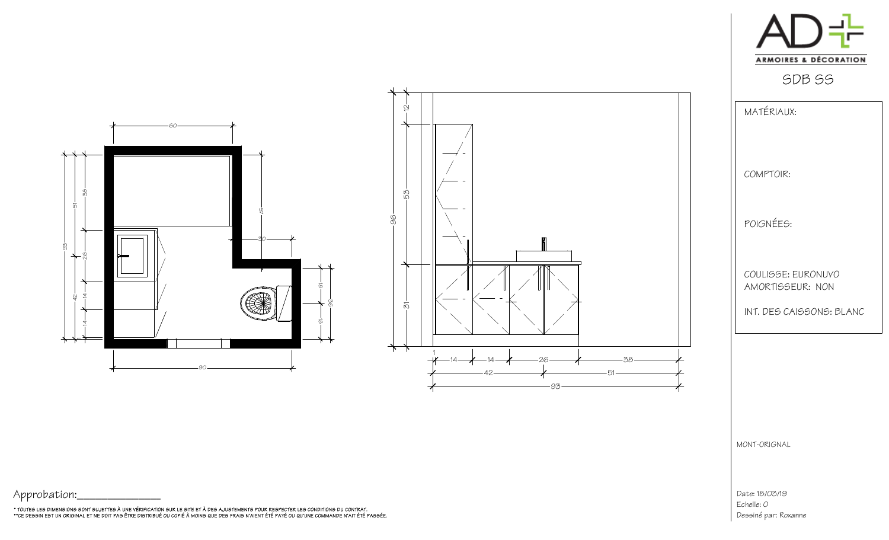ARMOIRES & DÉCORATION

SDB SS

MATÉRIAUX:

COMPTOIR:

POIGNÉES:

COULISSE: EURONUVO
AMORTISSEUR: NON

INT. DES CAISSONS: BLANC

MONT-ORIGNAL

Date: 18/03/19
Echelle: O
Dessiné par: Roxanne

Approbation:_______________

* TOUTES LES DIMENSIONS SONT SUJETTES À UNE VÉRIFICATION SUR LE SITE ET À DES AJUSTEMENTS POUR RESPECTER LES CONDITIONS DU CONTRAT.
**CE DESSIN EST UN ORIGINAL ET NE DOIT PAS ÊTRE DISTRIBUÉ OU COPIÉ À MOINS QUE DES FRAIS N'AIENT ÉTÉ PAYÉ OU QU'UNE COMMANDE N'AIT ÉTÉ PASSÉE.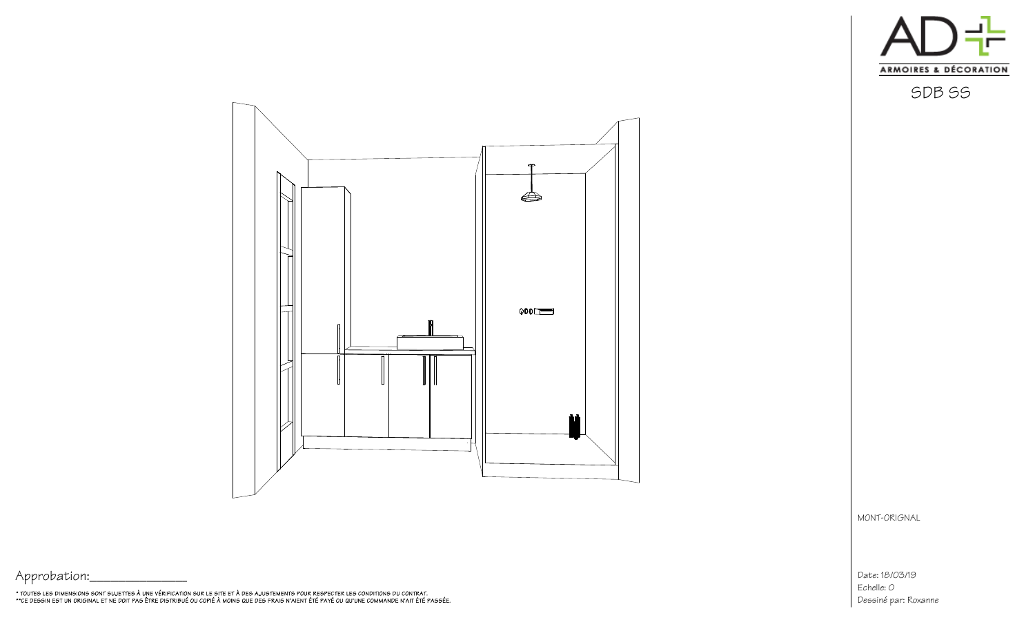ARMOIRES & DÉCORATION

SDB SS

MONT-ORIGNAL

Approbation:_______________

* TOUTES LES DIMENSIONS SONT SUJETTES À UNE VÉRIFICATION SUR LE SITE ET À DES AJUSTEMENTS POUR RESPECTER LES CONDITIONS DU CONTRAT.
**CE DESSIN EST UN ORIGINAL ET NE DOIT PAS ÊTRE DISTRIBUÉ OU COPIÉ À MOINS QUE DES FRAIS N'AIENT ÉTÉ PAYÉ OU QU'UNE COMMANDE N'AIT ÉTÉ PASSÉE.

Date: 18/03/19
Echelle: 0
Dessiné par: Roxanne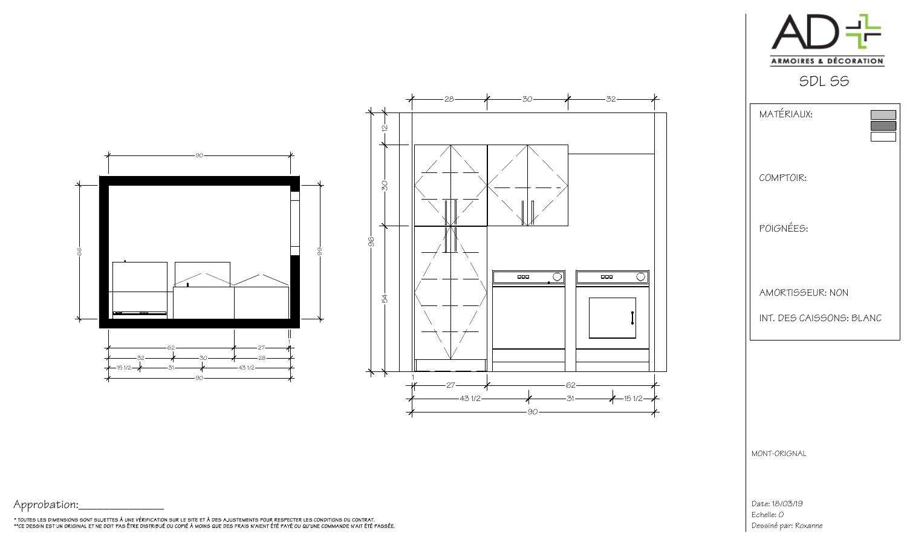AD+ ARMOIRES & DÉCORATION

SDL SS

MATÉRIAUX:

COMPTOIR:

POIGNÉES:

AMORTISSEUR: NON

INT. DES CAISSONS: BLANC

MONT-ORIGNAL

Date: 18/03/19
Echelle: 0
Dessiné par: Roxanne

Approbation:_______________

* TOUTES LES DIMENSIONS SONT SUJETTES À UNE VÉRIFICATION SUR LE SITE ET À DES AJUSTEMENTS POUR RESPECTER LES CONDITIONS DU CONTRAT.
**CE DESSIN EST UN ORIGINAL ET NE DOIT PAS ÊTRE DISTRIBUÉ OU COPIÉ À MOINS QUE DES FRAIS N'AIENT ÉTÉ PAYÉ OU QU'UNE COMMANDE N'AIT ÉTÉ PASSÉE.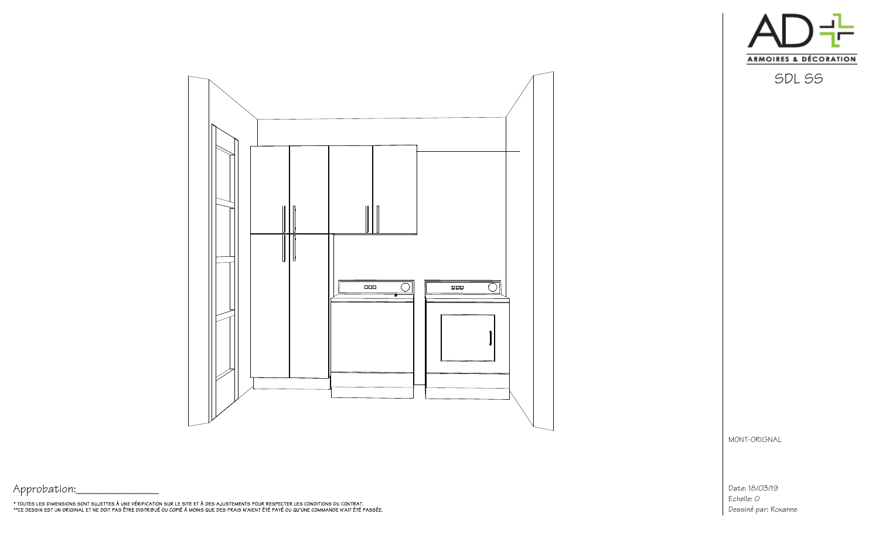AD+ ARMOIRES & DÉCORATION

SDL SS

MONT-ORIGNAL

Date: 18/03/19

Echelle: 0

Dessiné par: Roxanne

Approbation:_______________

* TOUTES LES DIMENSIONS SONT SUJETTES À UNE VÉRIFICATION SUR LE SITE ET À DES AJUSTEMENTS POUR RESPECTER LES CONDITIONS DU CONTRAT.

**CE DESSIN EST UN ORIGINAL ET NE DOIT PAS ÊTRE DISTRIBUÉ OU COPIÉ À MOINS QUE DES FRAIS N'AIENT ÉTÉ PAYÉ OU QU'UNE COMMANDE N'AIT ÉTÉ PASSÉE.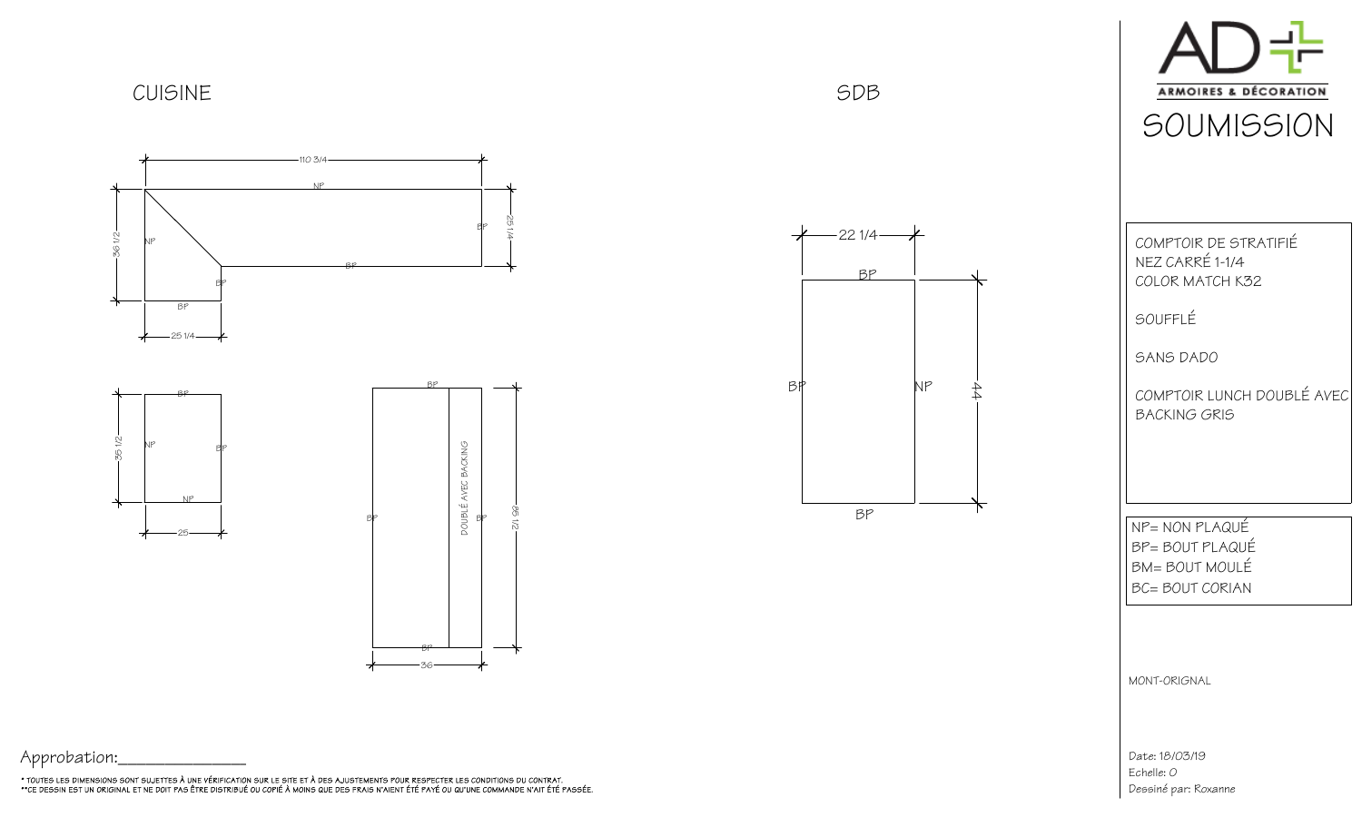CUISINE

110 3/4

NP

36 1/2

NP

BP

25 1/4

BP

BP

BP

25 1/4

35 1/2

BP

NP

BP

NP

25

BP

BP

DOUBLÉ AVEC BACKING

BP

86 1/2

BP

36

SDB

22 1/4

BP

BP

NP

44

BP

ARMOIRES & DÉCORATION

SOUMISSION

COMPTOIR DE STRATIFIÉ
NEZ CARRÉ 1-1/4
COLOR MATCH K32

SOUFFLÉ

SANS DADO

COMPTOIR LUNCH DOUBLÉ AVEC BACKING GRIS

NP= NON PLAQUÉ
BP= BOUT PLAQUÉ
BM= BOUT MOULÉ
BC= BOUT CORIAN

MONT-ORIGNAL

Date: 18/03/19
Echelle: 0
Dessiné par: Roxanne

Approbation:_______________

* TOUTES LES DIMENSIONS SONT SUJETTES À UNE VÉRIFICATION SUR LE SITE ET À DES AJUSTEMENTS POUR RESPECTER LES CONDITIONS DU CONTRAT.
**CE DESSIN EST UN ORIGINAL ET NE DOIT PAS ÊTRE DISTRIBUÉ OU COPIÉ À MOINS QUE DES FRAIS N'AIENT ÉTÉ PAYÉ OU QU'UNE COMMANDE N'AIT ÉTÉ PASSÉE.